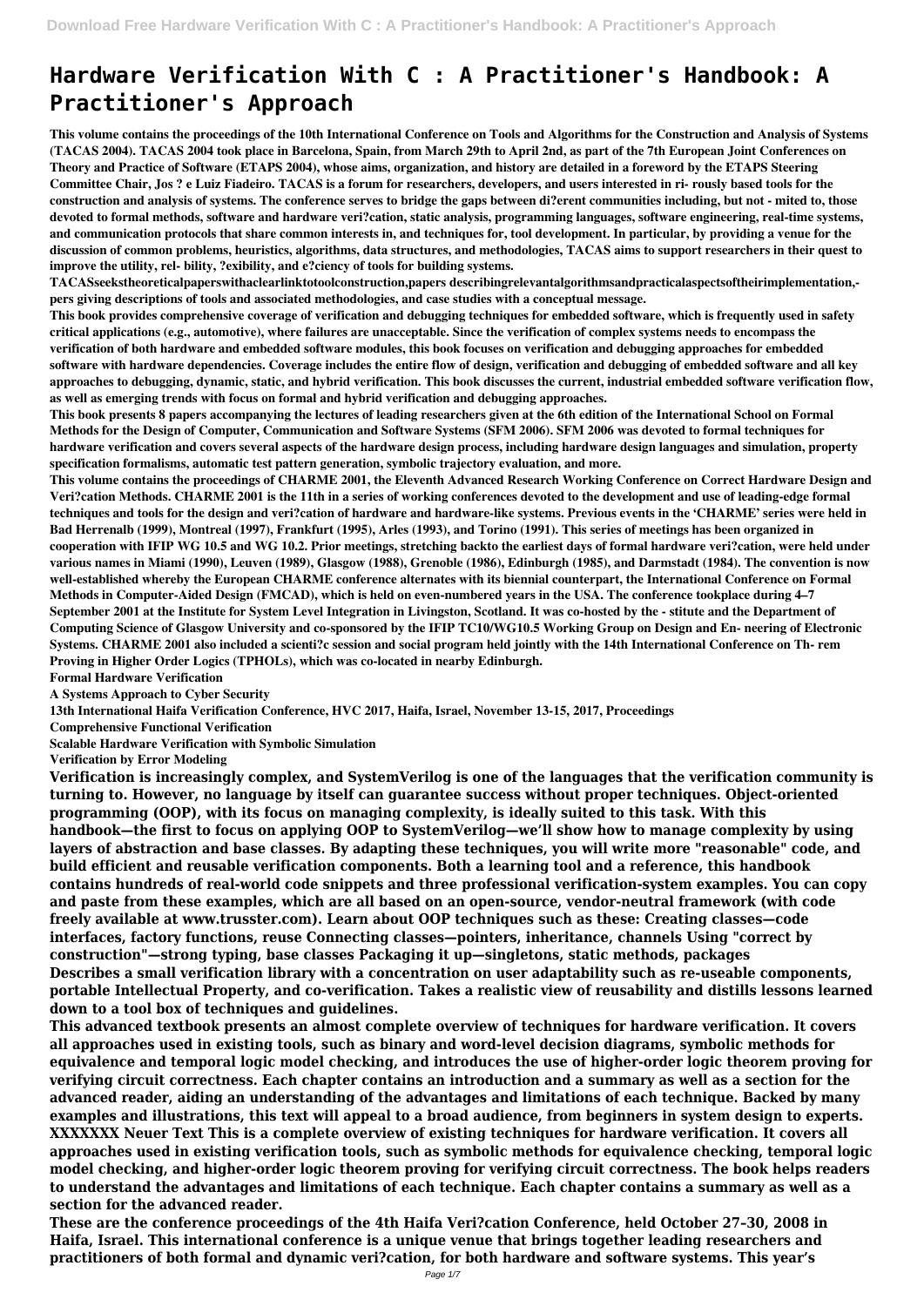# Hardware Verification With C : A Practitioner's Handbook: A Practitioner's Approach

**This volume contains the proceedings of the 10th International Conference on Tools and Algorithms for the Construction and Analysis of Systems (TACAS 2004). TACAS 2004 took place in Barcelona, Spain, from March 29th to April 2nd, as part of the 7th European Joint Conferences on Theory and Practice of Software (ETAPS 2004), whose aims, organization, and history are detailed in a foreword by the ETAPS Steering Committee Chair, Jos ? e Luiz Fiadeiro. TACAS is a forum for researchers, developers, and users interested in ri- rously based tools for the construction and analysis of systems. The conference serves to bridge the gaps between di?erent communities including, but not - mited to, those devoted to formal methods, software and hardware veri?cation, static analysis, programming languages, software engineering, real-time systems, and communication protocols that share common interests in, and techniques for, tool development. In particular, by providing a venue for the discussion of common problems, heuristics, algorithms, data structures, and methodologies, TACAS aims to support researchers in their quest to improve the utility, rel- bility, ?exibility, and e?ciency of tools for building systems.**

**TACASseekstheoreticalpaperswithaclearlinktotoolconstruction,papers describingrelevantalgorithmsandpracticalaspectsoftheirimplementation,- pers giving descriptions of tools and associated methodologies, and case studies with a conceptual message.**

**This book provides comprehensive coverage of verification and debugging techniques for embedded software, which is frequently used in safety critical applications (e.g., automotive), where failures are unacceptable. Since the verification of complex systems needs to encompass the verification of both hardware and embedded software modules, this book focuses on verification and debugging approaches for embedded software with hardware dependencies. Coverage includes the entire flow of design, verification and debugging of embedded software and all key approaches to debugging, dynamic, static, and hybrid verification. This book discusses the current, industrial embedded software verification flow, as well as emerging trends with focus on formal and hybrid verification and debugging approaches.**

**This book presents 8 papers accompanying the lectures of leading researchers given at the 6th edition of the International School on Formal Methods for the Design of Computer, Communication and Software Systems (SFM 2006). SFM 2006 was devoted to formal techniques for hardware verification and covers several aspects of the hardware design process, including hardware design languages and simulation, property specification formalisms, automatic test pattern generation, symbolic trajectory evaluation, and more.**

**This volume contains the proceedings of CHARME 2001, the Eleventh Advanced Research Working Conference on Correct Hardware Design and Veri?cation Methods. CHARME 2001 is the 11th in a series of working conferences devoted to the development and use of leading-edge formal techniques and tools for the design and veri?cation of hardware and hardware-like systems. Previous events in the 'CHARME' series were held in Bad Herrenalb (1999), Montreal (1997), Frankfurt (1995), Arles (1993), and Torino (1991). This series of meetings has been organized in cooperation with IFIP WG 10.5 and WG 10.2. Prior meetings, stretching backto the earliest days of formal hardware veri?cation, were held under various names in Miami (1990), Leuven (1989), Glasgow (1988), Grenoble (1986), Edinburgh (1985), and Darmstadt (1984). The convention is now well-established whereby the European CHARME conference alternates with its biennial counterpart, the International Conference on Formal Methods in Computer-Aided Design (FMCAD), which is held on even-numbered years in the USA. The conference tookplace during 4–7 September 2001 at the Institute for System Level Integration in Livingston, Scotland. It was co-hosted by the - stitute and the Department of Computing Science of Glasgow University and co-sponsored by the IFIP TC10/WG10.5 Working Group on Design and En- neering of Electronic Systems. CHARME 2001 also included a scienti?c session and social program held jointly with the 14th International Conference on Th- rem Proving in Higher Order Logics (TPHOLs), which was co-located in nearby Edinburgh.**

**Formal Hardware Verification**

**A Systems Approach to Cyber Security**

**13th International Haifa Verification Conference, HVC 2017, Haifa, Israel, November 13-15, 2017, Proceedings**

**Comprehensive Functional Verification**

**Scalable Hardware Verification with Symbolic Simulation**

**Verification by Error Modeling**

**Verification is increasingly complex, and SystemVerilog is one of the languages that the verification community is turning to. However, no language by itself can guarantee success without proper techniques. Object-oriented programming (OOP), with its focus on managing complexity, is ideally suited to this task. With this handbook—the first to focus on applying OOP to SystemVerilog—we'll show how to manage complexity by using layers of abstraction and base classes. By adapting these techniques, you will write more "reasonable" code, and build efficient and reusable verification components. Both a learning tool and a reference, this handbook contains hundreds of real-world code snippets and three professional verification-system examples. You can copy and paste from these examples, which are all based on an open-source, vendor-neutral framework (with code freely available at www.trusster.com). Learn about OOP techniques such as these: Creating classes—code interfaces, factory functions, reuse Connecting classes—pointers, inheritance, channels Using "correct by construction"—strong typing, base classes Packaging it up—singletons, static methods, packages**

**Describes a small verification library with a concentration on user adaptability such as re-useable components, portable Intellectual Property, and co-verification. Takes a realistic view of reusability and distills lessons learned down to a tool box of techniques and guidelines.**

**This advanced textbook presents an almost complete overview of techniques for hardware verification. It covers all approaches used in existing tools, such as binary and word-level decision diagrams, symbolic methods for equivalence and temporal logic model checking, and introduces the use of higher-order logic theorem proving for verifying circuit correctness. Each chapter contains an introduction and a summary as well as a section for the advanced reader, aiding an understanding of the advantages and limitations of each technique. Backed by many examples and illustrations, this text will appeal to a broad audience, from beginners in system design to experts. XXXXXXX Neuer Text This is a complete overview of existing techniques for hardware verification. It covers all approaches used in existing verification tools, such as symbolic methods for equivalence checking, temporal logic model checking, and higher-order logic theorem proving for verifying circuit correctness. The book helps readers to understand the advantages and limitations of each technique. Each chapter contains a summary as well as a section for the advanced reader.**

**These are the conference proceedings of the 4th Haifa Veri?cation Conference, held October 27–30, 2008 in Haifa, Israel. This international conference is a unique venue that brings together leading researchers and practitioners of both formal and dynamic veri?cation, for both hardware and software systems. This year's**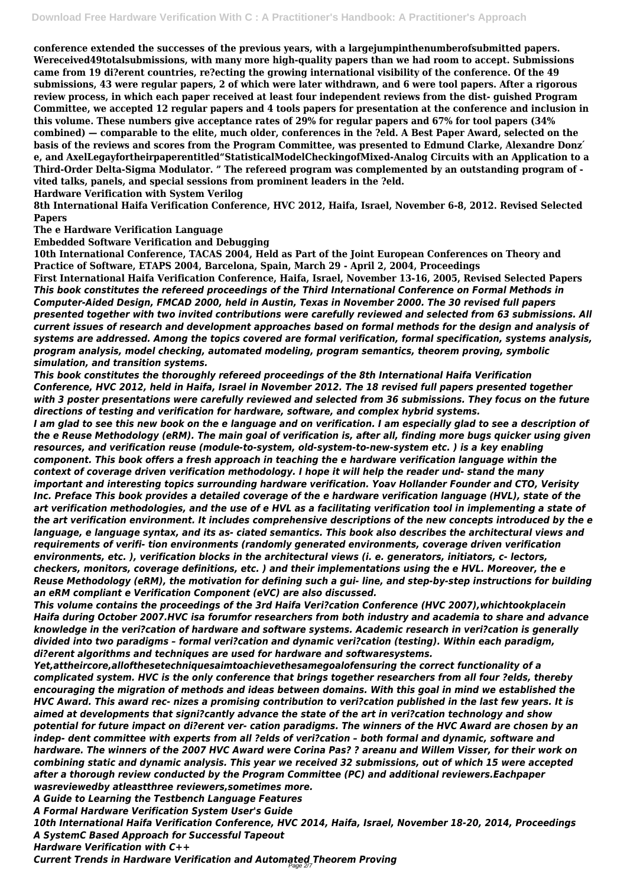**conference extended the successes of the previous years, with a largejumpinthenumberofsubmitted papers. Wereceived49totalsubmissions, with many more high-quality papers than we had room to accept. Submissions came from 19 di?erent countries, re?ecting the growing international visibility of the conference. Of the 49 submissions, 43 were regular papers, 2 of which were later withdrawn, and 6 were tool papers. After a rigorous review process, in which each paper received at least four independent reviews from the dist- guished Program Committee, we accepted 12 regular papers and 4 tools papers for presentation at the conference and inclusion in this volume. These numbers give acceptance rates of 29% for regular papers and 67% for tool papers (34% combined) — comparable to the elite, much older, conferences in the ?eld. A Best Paper Award, selected on the basis of the reviews and scores from the Program Committee, was presented to Edmund Clarke, Alexandre Donz´ e, and AxelLegayfortheirpaperentitled"StatisticalModelCheckingofMixed-Analog Circuits with an Application to a Third-Order Delta-Sigma Modulator. " The refereed program was complemented by an outstanding program of - vited talks, panels, and special sessions from prominent leaders in the ?eld.**

**Hardware Verification with System Verilog**

**8th International Haifa Verification Conference, HVC 2012, Haifa, Israel, November 6-8, 2012. Revised Selected Papers**

**The e Hardware Verification Language**

**Embedded Software Verification and Debugging**

**10th International Conference, TACAS 2004, Held as Part of the Joint European Conferences on Theory and Practice of Software, ETAPS 2004, Barcelona, Spain, March 29 - April 2, 2004, Proceedings**

**First International Haifa Verification Conference, Haifa, Israel, November 13-16, 2005, Revised Selected Papers**

***This book constitutes the refereed proceedings of the Third International Conference on Formal Methods in Computer-Aided Design, FMCAD 2000, held in Austin, Texas in November 2000. The 30 revised full papers presented together with two invited contributions were carefully reviewed and selected from 63 submissions. All current issues of research and development approaches based on formal methods for the design and analysis of systems are addressed. Among the topics covered are formal verification, formal specification, systems analysis, program analysis, model checking, automated modeling, program semantics, theorem proving, symbolic simulation, and transition systems.***

***This book constitutes the thoroughly refereed proceedings of the 8th International Haifa Verification Conference, HVC 2012, held in Haifa, Israel in November 2012. The 18 revised full papers presented together with 3 poster presentations were carefully reviewed and selected from 36 submissions. They focus on the future directions of testing and verification for hardware, software, and complex hybrid systems.***

***I am glad to see this new book on the e language and on verification. I am especially glad to see a description of the e Reuse Methodology (eRM). The main goal of verification is, after all, finding more bugs quicker using given resources, and verification reuse (module-to-system, old-system-to-new-system etc. ) is a key enabling component. This book offers a fresh approach in teaching the e hardware verification language within the context of coverage driven verification methodology. I hope it will help the reader und- stand the many important and interesting topics surrounding hardware verification. Yoav Hollander Founder and CTO, Verisity Inc. Preface This book provides a detailed coverage of the e hardware verification language (HVL), state of the art verification methodologies, and the use of e HVL as a facilitating verification tool in implementing a state of the art verification environment. It includes comprehensive descriptions of the new concepts introduced by the e language, e language syntax, and its as- ciated semantics. This book also describes the architectural views and requirements of verifi- tion environments (randomly generated environments, coverage driven verification environments, etc. ), verification blocks in the architectural views (i. e. generators, initiators, c- lectors, checkers, monitors, coverage definitions, etc. ) and their implementations using the e HVL. Moreover, the e Reuse Methodology (eRM), the motivation for defining such a gui- line, and step-by-step instructions for building an eRM compliant e Verification Component (eVC) are also discussed.***

***This volume contains the proceedings of the 3rd Haifa Veri?cation Conference (HVC 2007),whichtookplacein Haifa during October 2007.HVC isa forumfor researchers from both industry and academia to share and advance knowledge in the veri?cation of hardware and software systems. Academic research in veri?cation is generally divided into two paradigms – formal veri?cation and dynamic veri?cation (testing). Within each paradigm, di?erent algorithms and techniques are used for hardware and softwaresystems. Yet,attheircore,allofthesetechniquesaimtoachievethesamegoalofensuring the correct functionality of a complicated system. HVC is the only conference that brings together researchers from all four ?elds, thereby encouraging the migration of methods and ideas between domains. With this goal in mind we established the HVC Award. This award rec- nizes a promising contribution to veri?cation published in the last few years. It is aimed at developments that signi?cantly advance the state of the art in veri?cation technology and show potential for future impact on di?erent ver- cation paradigms. The winners of the HVC Award are chosen by an indep- dent committee with experts from all ?elds of veri?cation – both formal and dynamic, software and hardware. The winners of the 2007 HVC Award were Corina Pas? ? areanu and Willem Visser, for their work on combining static and dynamic analysis. This year we received 32 submissions, out of which 15 were accepted after a thorough review conducted by the Program Committee (PC) and additional reviewers.Eachpaper wasreviewedby atleastthree reviewers,sometimes more.***

***A Guide to Learning the Testbench Language Features***

***A Formal Hardware Verification System User's Guide***

***10th International Haifa Verification Conference, HVC 2014, Haifa, Israel, November 18-20, 2014, Proceedings***

***A SystemC Based Approach for Successful Tapeout***

***Hardware Verification with C++***

***Current Trends in Hardware Verification and Automated Theorem Proving***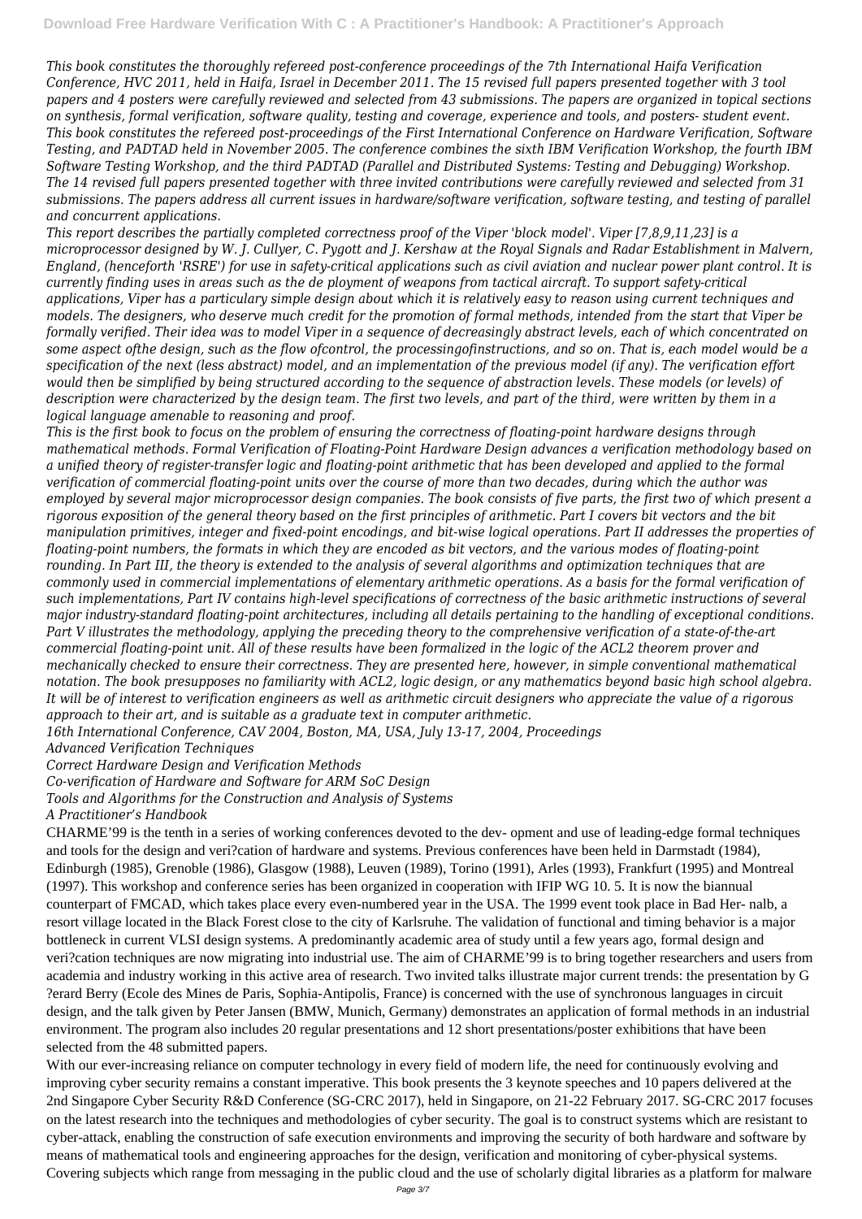*This book constitutes the thoroughly refereed post-conference proceedings of the 7th International Haifa Verification Conference, HVC 2011, held in Haifa, Israel in December 2011. The 15 revised full papers presented together with 3 tool papers and 4 posters were carefully reviewed and selected from 43 submissions. The papers are organized in topical sections on synthesis, formal verification, software quality, testing and coverage, experience and tools, and posters- student event. This book constitutes the refereed post-proceedings of the First International Conference on Hardware Verification, Software Testing, and PADTAD held in November 2005. The conference combines the sixth IBM Verification Workshop, the fourth IBM Software Testing Workshop, and the third PADTAD (Parallel and Distributed Systems: Testing and Debugging) Workshop. The 14 revised full papers presented together with three invited contributions were carefully reviewed and selected from 31 submissions. The papers address all current issues in hardware/software verification, software testing, and testing of parallel and concurrent applications.*

*This report describes the partially completed correctness proof of the Viper 'block model'. Viper [7,8,9,11,23] is a microprocessor designed by W. J. Cullyer, C. Pygott and J. Kershaw at the Royal Signals and Radar Establishment in Malvern, England, (henceforth 'RSRE') for use in safety-critical applications such as civil aviation and nuclear power plant control. It is currently finding uses in areas such as the de ployment of weapons from tactical aircraft. To support safety-critical applications, Viper has a particulary simple design about which it is relatively easy to reason using current techniques and models. The designers, who deserve much credit for the promotion of formal methods, intended from the start that Viper be formally verified. Their idea was to model Viper in a sequence of decreasingly abstract levels, each of which concentrated on some aspect ofthe design, such as the flow ofcontrol, the processingofinstructions, and so on. That is, each model would be a specification of the next (less abstract) model, and an implementation of the previous model (if any). The verification effort would then be simplified by being structured according to the sequence of abstraction levels. These models (or levels) of description were characterized by the design team. The first two levels, and part of the third, were written by them in a logical language amenable to reasoning and proof.*

*This is the first book to focus on the problem of ensuring the correctness of floating-point hardware designs through mathematical methods. Formal Verification of Floating-Point Hardware Design advances a verification methodology based on a unified theory of register-transfer logic and floating-point arithmetic that has been developed and applied to the formal verification of commercial floating-point units over the course of more than two decades, during which the author was employed by several major microprocessor design companies. The book consists of five parts, the first two of which present a rigorous exposition of the general theory based on the first principles of arithmetic. Part I covers bit vectors and the bit manipulation primitives, integer and fixed-point encodings, and bit-wise logical operations. Part II addresses the properties of floating-point numbers, the formats in which they are encoded as bit vectors, and the various modes of floating-point rounding. In Part III, the theory is extended to the analysis of several algorithms and optimization techniques that are commonly used in commercial implementations of elementary arithmetic operations. As a basis for the formal verification of such implementations, Part IV contains high-level specifications of correctness of the basic arithmetic instructions of several major industry-standard floating-point architectures, including all details pertaining to the handling of exceptional conditions. Part V illustrates the methodology, applying the preceding theory to the comprehensive verification of a state-of-the-art commercial floating-point unit. All of these results have been formalized in the logic of the ACL2 theorem prover and mechanically checked to ensure their correctness. They are presented here, however, in simple conventional mathematical notation. The book presupposes no familiarity with ACL2, logic design, or any mathematics beyond basic high school algebra. It will be of interest to verification engineers as well as arithmetic circuit designers who appreciate the value of a rigorous approach to their art, and is suitable as a graduate text in computer arithmetic.*

*16th International Conference, CAV 2004, Boston, MA, USA, July 13-17, 2004, Proceedings*

*Advanced Verification Techniques*

*Correct Hardware Design and Verification Methods*

*Co-verification of Hardware and Software for ARM SoC Design*

*Tools and Algorithms for the Construction and Analysis of Systems*

*A Practitioner's Handbook*

CHARME'99 is the tenth in a series of working conferences devoted to the dev- opment and use of leading-edge formal techniques and tools for the design and veri?cation of hardware and systems. Previous conferences have been held in Darmstadt (1984), Edinburgh (1985), Grenoble (1986), Glasgow (1988), Leuven (1989), Torino (1991), Arles (1993), Frankfurt (1995) and Montreal (1997). This workshop and conference series has been organized in cooperation with IFIP WG 10. 5. It is now the biannual counterpart of FMCAD, which takes place every even-numbered year in the USA. The 1999 event took place in Bad Her- nalb, a resort village located in the Black Forest close to the city of Karlsruhe. The validation of functional and timing behavior is a major bottleneck in current VLSI design systems. A predominantly academic area of study until a few years ago, formal design and veri?cation techniques are now migrating into industrial use. The aim of CHARME'99 is to bring together researchers and users from academia and industry working in this active area of research. Two invited talks illustrate major current trends: the presentation by G ?erard Berry (Ecole des Mines de Paris, Sophia-Antipolis, France) is concerned with the use of synchronous languages in circuit design, and the talk given by Peter Jansen (BMW, Munich, Germany) demonstrates an application of formal methods in an industrial environment. The program also includes 20 regular presentations and 12 short presentations/poster exhibitions that have been selected from the 48 submitted papers.

With our ever-increasing reliance on computer technology in every field of modern life, the need for continuously evolving and improving cyber security remains a constant imperative. This book presents the 3 keynote speeches and 10 papers delivered at the 2nd Singapore Cyber Security R&D Conference (SG-CRC 2017), held in Singapore, on 21-22 February 2017. SG-CRC 2017 focuses on the latest research into the techniques and methodologies of cyber security. The goal is to construct systems which are resistant to cyber-attack, enabling the construction of safe execution environments and improving the security of both hardware and software by means of mathematical tools and engineering approaches for the design, verification and monitoring of cyber-physical systems. Covering subjects which range from messaging in the public cloud and the use of scholarly digital libraries as a platform for malware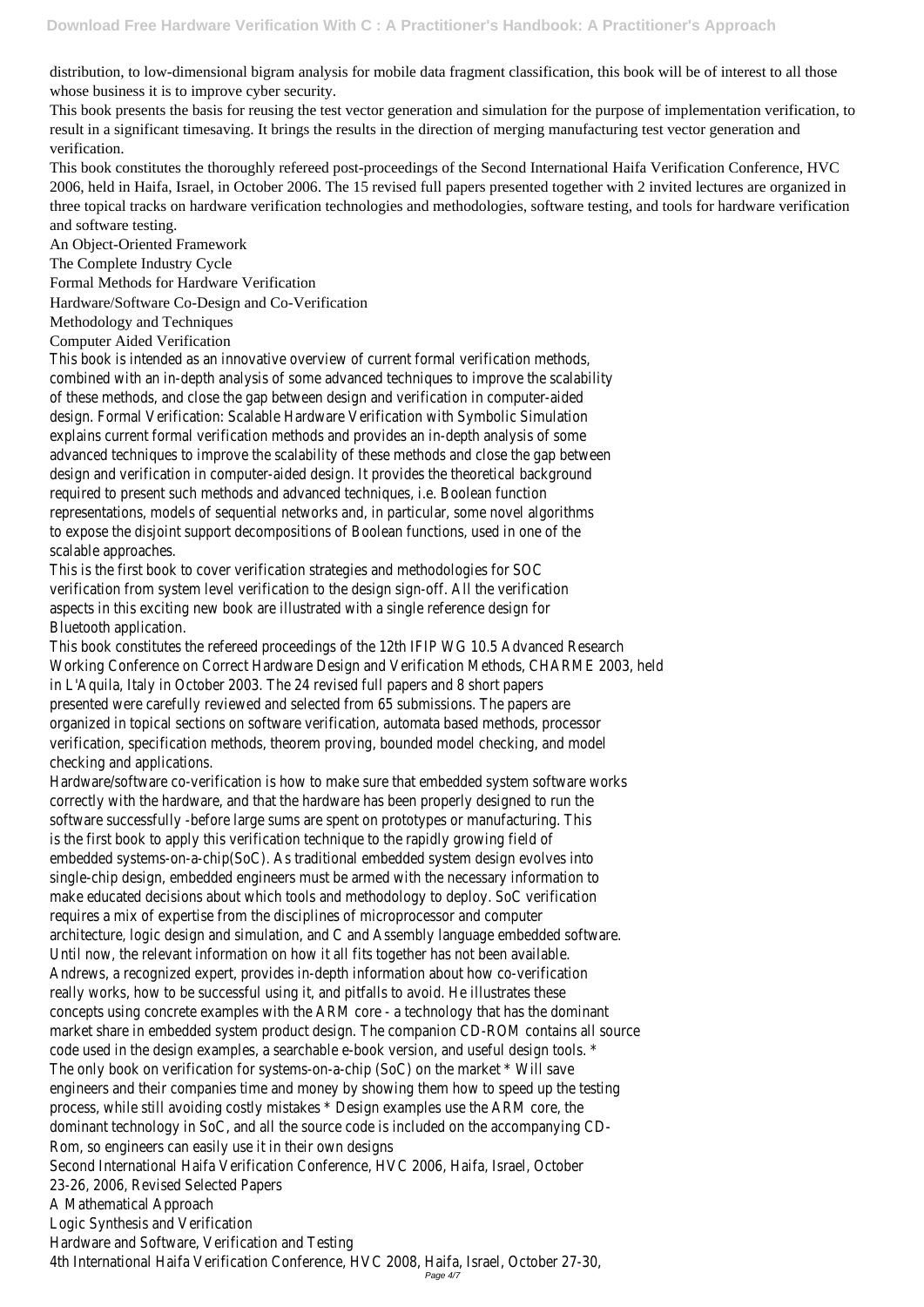distribution, to low-dimensional bigram analysis for mobile data fragment classification, this book will be of interest to all those whose business it is to improve cyber security.

This book presents the basis for reusing the test vector generation and simulation for the purpose of implementation verification, to result in a significant timesaving. It brings the results in the direction of merging manufacturing test vector generation and verification.

This book constitutes the thoroughly refereed post-proceedings of the Second International Haifa Verification Conference, HVC 2006, held in Haifa, Israel, in October 2006. The 15 revised full papers presented together with 2 invited lectures are organized in three topical tracks on hardware verification technologies and methodologies, software testing, and tools for hardware verification and software testing.

An Object-Oriented Framework

The Complete Industry Cycle

Formal Methods for Hardware Verification

Hardware/Software Co-Design and Co-Verification

Methodology and Techniques

Computer Aided Verification

This book is intended as an innovative overview of current formal verification methods, combined with an in-depth analysis of some advanced techniques to improve the scalability of these methods, and close the gap between design and verification in computer-aided design. Formal Verification: Scalable Hardware Verification with Symbolic Simulation explains current formal verification methods and provides an in-depth analysis of some advanced techniques to improve the scalability of these methods and close the gap between design and verification in computer-aided design. It provides the theoretical background required to present such methods and advanced techniques, i.e. Boolean function representations, models of sequential networks and, in particular, some novel algorithms to expose the disjoint support decompositions of Boolean functions, used in one of the scalable approaches.

This is the first book to cover verification strategies and methodologies for SOC verification from system level verification to the design sign-off. All the verification aspects in this exciting new book are illustrated with a single reference design for Bluetooth application.

This book constitutes the refereed proceedings of the 12th IFIP WG 10.5 Advanced Research Working Conference on Correct Hardware Design and Verification Methods, CHARME 2003, held in L'Aquila, Italy in October 2003. The 24 revised full papers and 8 short papers presented were carefully reviewed and selected from 65 submissions. The papers are organized in topical sections on software verification, automata based methods, processor verification, specification methods, theorem proving, bounded model checking, and model checking and applications.

Hardware/software co-verification is how to make sure that embedded system software works correctly with the hardware, and that the hardware has been properly designed to run the software successfully -before large sums are spent on prototypes or manufacturing. This is the first book to apply this verification technique to the rapidly growing field of embedded systems-on-a-chip(SoC). As traditional embedded system design evolves into single-chip design, embedded engineers must be armed with the necessary information to make educated decisions about which tools and methodology to deploy. SoC verification requires a mix of expertise from the disciplines of microprocessor and computer architecture, logic design and simulation, and C and Assembly language embedded software. Until now, the relevant information on how it all fits together has not been available. Andrews, a recognized expert, provides in-depth information about how co-verification really works, how to be successful using it, and pitfalls to avoid. He illustrates these concepts using concrete examples with the ARM core - a technology that has the dominant market share in embedded system product design. The companion CD-ROM contains all source code used in the design examples, a searchable e-book version, and useful design tools. * The only book on verification for systems-on-a-chip (SoC) on the market * Will save engineers and their companies time and money by showing them how to speed up the testing process, while still avoiding costly mistakes * Design examples use the ARM core, the dominant technology in SoC, and all the source code is included on the accompanying CD-Rom, so engineers can easily use it in their own designs

Second International Haifa Verification Conference, HVC 2006, Haifa, Israel, October 23-26, 2006, Revised Selected Papers

A Mathematical Approach

Logic Synthesis and Verification

Hardware and Software, Verification and Testing

4th International Haifa Verification Conference, HVC 2008, Haifa, Israel, October 27-30,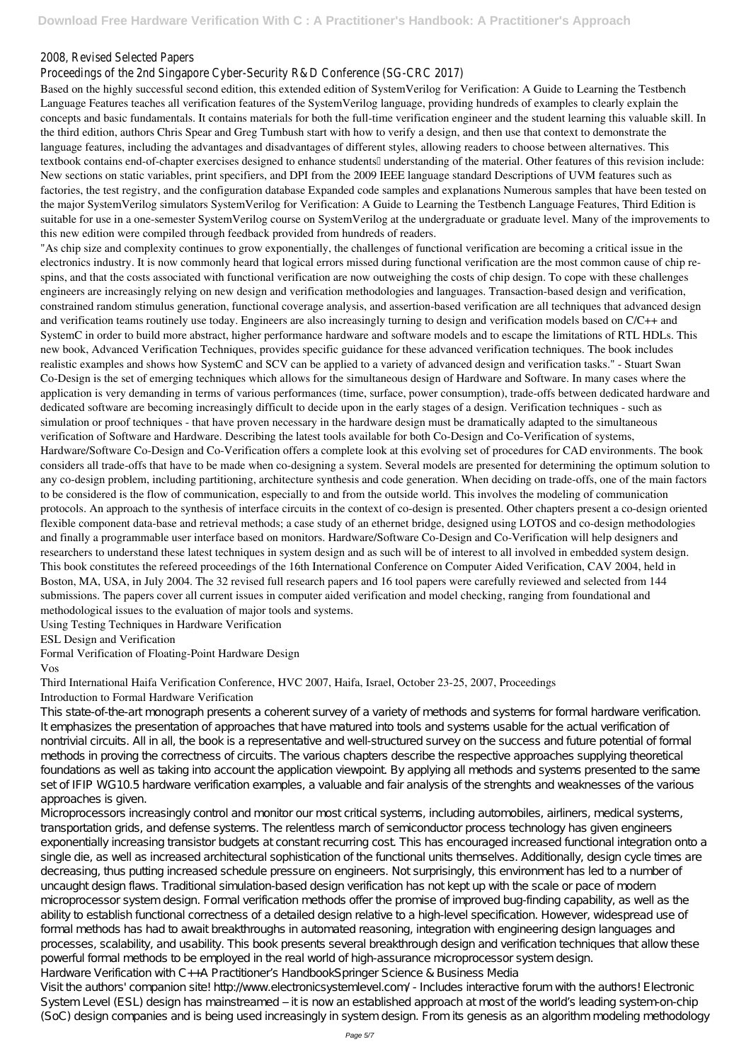2008, Revised Selected Papers

Proceedings of the 2nd Singapore Cyber-Security R&D Conference (SG-CRC 2017)

Based on the highly successful second edition, this extended edition of SystemVerilog for Verification: A Guide to Learning the Testbench Language Features teaches all verification features of the SystemVerilog language, providing hundreds of examples to clearly explain the concepts and basic fundamentals. It contains materials for both the full-time verification engineer and the student learning this valuable skill. In the third edition, authors Chris Spear and Greg Tumbush start with how to verify a design, and then use that context to demonstrate the language features, including the advantages and disadvantages of different styles, allowing readers to choose between alternatives. This textbook contains end-of-chapter exercises designed to enhance students' understanding of the material. Other features of this revision include: New sections on static variables, print specifiers, and DPI from the 2009 IEEE language standard Descriptions of UVM features such as factories, the test registry, and the configuration database Expanded code samples and explanations Numerous samples that have been tested on the major SystemVerilog simulators SystemVerilog for Verification: A Guide to Learning the Testbench Language Features, Third Edition is suitable for use in a one-semester SystemVerilog course on SystemVerilog at the undergraduate or graduate level. Many of the improvements to this new edition were compiled through feedback provided from hundreds of readers.

"As chip size and complexity continues to grow exponentially, the challenges of functional verification are becoming a critical issue in the electronics industry. It is now commonly heard that logical errors missed during functional verification are the most common cause of chip re-spins, and that the costs associated with functional verification are now outweighing the costs of chip design. To cope with these challenges engineers are increasingly relying on new design and verification methodologies and languages. Transaction-based design and verification, constrained random stimulus generation, functional coverage analysis, and assertion-based verification are all techniques that advanced design and verification teams routinely use today. Engineers are also increasingly turning to design and verification models based on C/C++ and SystemC in order to build more abstract, higher performance hardware and software models and to escape the limitations of RTL HDLs. This new book, Advanced Verification Techniques, provides specific guidance for these advanced verification techniques. The book includes realistic examples and shows how SystemC and SCV can be applied to a variety of advanced design and verification tasks." - Stuart Swan

Co-Design is the set of emerging techniques which allows for the simultaneous design of Hardware and Software. In many cases where the application is very demanding in terms of various performances (time, surface, power consumption), trade-offs between dedicated hardware and dedicated software are becoming increasingly difficult to decide upon in the early stages of a design. Verification techniques - such as simulation or proof techniques - that have proven necessary in the hardware design must be dramatically adapted to the simultaneous verification of Software and Hardware. Describing the latest tools available for both Co-Design and Co-Verification of systems, Hardware/Software Co-Design and Co-Verification offers a complete look at this evolving set of procedures for CAD environments. The book considers all trade-offs that have to be made when co-designing a system. Several models are presented for determining the optimum solution to any co-design problem, including partitioning, architecture synthesis and code generation. When deciding on trade-offs, one of the main factors to be considered is the flow of communication, especially to and from the outside world. This involves the modeling of communication protocols. An approach to the synthesis of interface circuits in the context of co-design is presented. Other chapters present a co-design oriented flexible component data-base and retrieval methods; a case study of an ethernet bridge, designed using LOTOS and co-design methodologies and finally a programmable user interface based on monitors. Hardware/Software Co-Design and Co-Verification will help designers and researchers to understand these latest techniques in system design and as such will be of interest to all involved in embedded system design.

This book constitutes the refereed proceedings of the 16th International Conference on Computer Aided Verification, CAV 2004, held in Boston, MA, USA, in July 2004. The 32 revised full research papers and 16 tool papers were carefully reviewed and selected from 144 submissions. The papers cover all current issues in computer aided verification and model checking, ranging from foundational and methodological issues to the evaluation of major tools and systems.

Using Testing Techniques in Hardware Verification

ESL Design and Verification

Formal Verification of Floating-Point Hardware Design

Vos

Third International Haifa Verification Conference, HVC 2007, Haifa, Israel, October 23-25, 2007, Proceedings

Introduction to Formal Hardware Verification

This state-of-the-art monograph presents a coherent survey of a variety of methods and systems for formal hardware verification. It emphasizes the presentation of approaches that have matured into tools and systems usable for the actual verification of nontrivial circuits. All in all, the book is a representative and well-structured survey on the success and future potential of formal methods in proving the correctness of circuits. The various chapters describe the respective approaches supplying theoretical foundations as well as taking into account the application viewpoint. By applying all methods and systems presented to the same set of IFIP WG10.5 hardware verification examples, a valuable and fair analysis of the strenghts and weaknesses of the various approaches is given.

Microprocessors increasingly control and monitor our most critical systems, including automobiles, airliners, medical systems, transportation grids, and defense systems. The relentless march of semiconductor process technology has given engineers exponentially increasing transistor budgets at constant recurring cost. This has encouraged increased functional integration onto a single die, as well as increased architectural sophistication of the functional units themselves. Additionally, design cycle times are decreasing, thus putting increased schedule pressure on engineers. Not surprisingly, this environment has led to a number of uncaught design flaws. Traditional simulation-based design verification has not kept up with the scale or pace of modern microprocessor system design. Formal verification methods offer the promise of improved bug-finding capability, as well as the ability to establish functional correctness of a detailed design relative to a high-level specification. However, widespread use of formal methods has had to await breakthroughs in automated reasoning, integration with engineering design languages and processes, scalability, and usability. This book presents several breakthrough design and verification techniques that allow these powerful formal methods to be employed in the real world of high-assurance microprocessor system design.

Hardware Verification with C++A Practitioner's HandbookSpringer Science & Business Media

Visit the authors' companion site! http://www.electronicsystemlevel.com/ - Includes interactive forum with the authors! Electronic System Level (ESL) design has mainstreamed – it is now an established approach at most of the world's leading system-on-chip (SoC) design companies and is being used increasingly in system design. From its genesis as an algorithm modeling methodology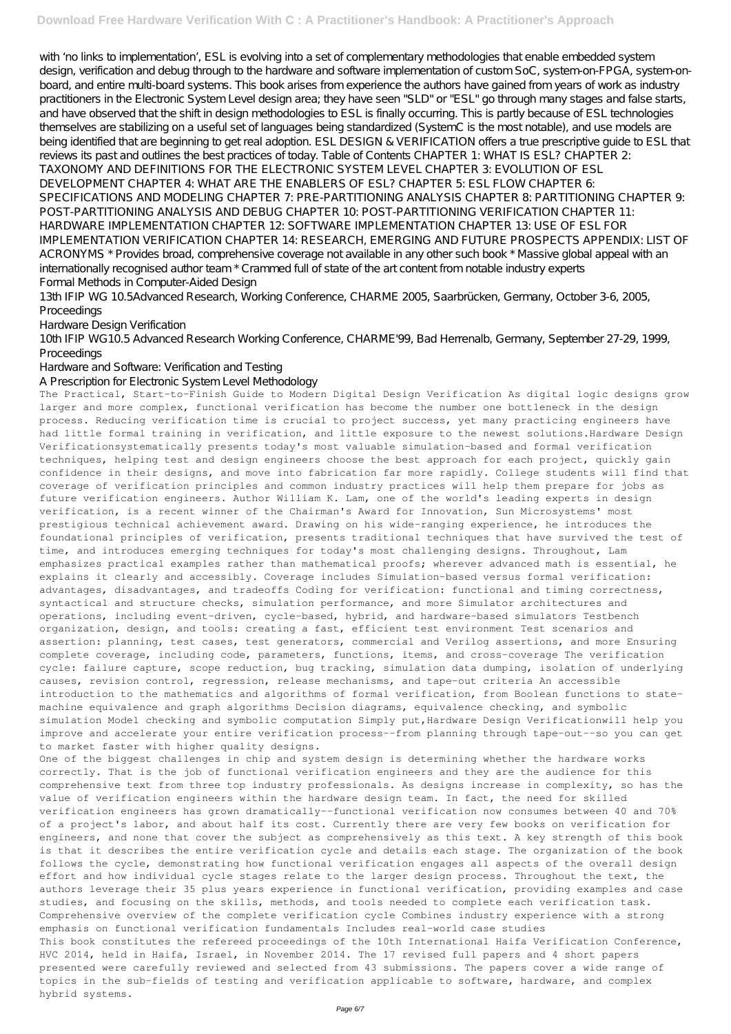with 'no links to implementation', ESL is evolving into a set of complementary methodologies that enable embedded system design, verification and debug through to the hardware and software implementation of custom SoC, system-on-FPGA, system-on-board, and entire multi-board systems. This book arises from experience the authors have gained from years of work as industry practitioners in the Electronic System Level design area; they have seen "SLD" or "ESL" go through many stages and false starts, and have observed that the shift in design methodologies to ESL is finally occurring. This is partly because of ESL technologies themselves are stabilizing on a useful set of languages being standardized (SystemC is the most notable), and use models are being identified that are beginning to get real adoption. ESL DESIGN & VERIFICATION offers a true prescriptive guide to ESL that reviews its past and outlines the best practices of today. Table of Contents CHAPTER 1: WHAT IS ESL? CHAPTER 2: TAXONOMY AND DEFINITIONS FOR THE ELECTRONIC SYSTEM LEVEL CHAPTER 3: EVOLUTION OF ESL DEVELOPMENT CHAPTER 4: WHAT ARE THE ENABLERS OF ESL? CHAPTER 5: ESL FLOW CHAPTER 6: SPECIFICATIONS AND MODELING CHAPTER 7: PRE-PARTITIONING ANALYSIS CHAPTER 8: PARTITIONING CHAPTER 9: POST-PARTITIONING ANALYSIS AND DEBUG CHAPTER 10: POST-PARTITIONING VERIFICATION CHAPTER 11: HARDWARE IMPLEMENTATION CHAPTER 12: SOFTWARE IMPLEMENTATION CHAPTER 13: USE OF ESL FOR IMPLEMENTATION VERIFICATION CHAPTER 14: RESEARCH, EMERGING AND FUTURE PROSPECTS APPENDIX: LIST OF ACRONYMS * Provides broad, comprehensive coverage not available in any other such book * Massive global appeal with an internationally recognised author team * Crammed full of state of the art content from notable industry experts

Formal Methods in Computer-Aided Design

13th IFIP WG 10.5Advanced Research, Working Conference, CHARME 2005, Saarbrücken, Germany, October 3-6, 2005, Proceedings

Hardware Design Verification

10th IFIP WG10.5 Advanced Research Working Conference, CHARME'99, Bad Herrenalb, Germany, September 27-29, 1999, Proceedings

Hardware and Software: Verification and Testing

A Prescription for Electronic System Level Methodology

The Practical, Start-to-Finish Guide to Modern Digital Design Verification As digital logic designs grow larger and more complex, functional verification has become the number one bottleneck in the design process. Reducing verification time is crucial to project success, yet many practicing engineers have had little formal training in verification, and little exposure to the newest solutions.Hardware Design Verificationsystematically presents today's most valuable simulation-based and formal verification techniques, helping test and design engineers choose the best approach for each project, quickly gain confidence in their designs, and move into fabrication far more rapidly. College students will find that coverage of verification principles and common industry practices will help them prepare for jobs as future verification engineers. Author William K. Lam, one of the world's leading experts in design verification, is a recent winner of the Chairman's Award for Innovation, Sun Microsystems' most prestigious technical achievement award. Drawing on his wide-ranging experience, he introduces the foundational principles of verification, presents traditional techniques that have survived the test of time, and introduces emerging techniques for today's most challenging designs. Throughout, Lam emphasizes practical examples rather than mathematical proofs; wherever advanced math is essential, he explains it clearly and accessibly. Coverage includes Simulation-based versus formal verification: advantages, disadvantages, and tradeoffs Coding for verification: functional and timing correctness, syntactical and structure checks, simulation performance, and more Simulator architectures and operations, including event-driven, cycle-based, hybrid, and hardware-based simulators Testbench organization, design, and tools: creating a fast, efficient test environment Test scenarios and assertion: planning, test cases, test generators, commercial and Verilog assertions, and more Ensuring complete coverage, including code, parameters, functions, items, and cross-coverage The verification cycle: failure capture, scope reduction, bug tracking, simulation data dumping, isolation of underlying causes, revision control, regression, release mechanisms, and tape-out criteria An accessible introduction to the mathematics and algorithms of formal verification, from Boolean functions to state-machine equivalence and graph algorithms Decision diagrams, equivalence checking, and symbolic simulation Model checking and symbolic computation Simply put,Hardware Design Verificationwill help you improve and accelerate your entire verification process--from planning through tape-out--so you can get to market faster with higher quality designs.

One of the biggest challenges in chip and system design is determining whether the hardware works correctly. That is the job of functional verification engineers and they are the audience for this comprehensive text from three top industry professionals. As designs increase in complexity, so has the value of verification engineers within the hardware design team. In fact, the need for skilled verification engineers has grown dramatically--functional verification now consumes between 40 and 70% of a project's labor, and about half its cost. Currently there are very few books on verification for engineers, and none that cover the subject as comprehensively as this text. A key strength of this book is that it describes the entire verification cycle and details each stage. The organization of the book follows the cycle, demonstrating how functional verification engages all aspects of the overall design effort and how individual cycle stages relate to the larger design process. Throughout the text, the authors leverage their 35 plus years experience in functional verification, providing examples and case studies, and focusing on the skills, methods, and tools needed to complete each verification task. Comprehensive overview of the complete verification cycle Combines industry experience with a strong emphasis on functional verification fundamentals Includes real-world case studies

This book constitutes the refereed proceedings of the 10th International Haifa Verification Conference, HVC 2014, held in Haifa, Israel, in November 2014. The 17 revised full papers and 4 short papers presented were carefully reviewed and selected from 43 submissions. The papers cover a wide range of topics in the sub-fields of testing and verification applicable to software, hardware, and complex hybrid systems.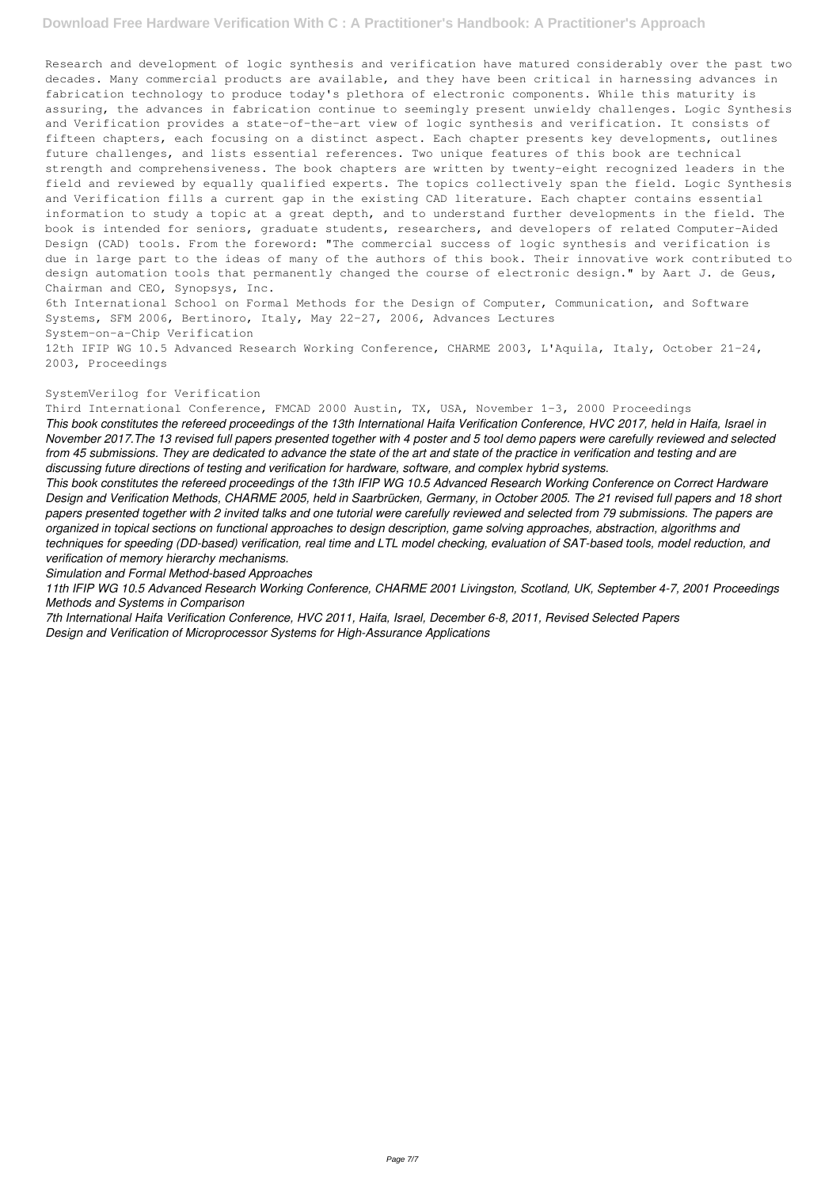Research and development of logic synthesis and verification have matured considerably over the past two decades. Many commercial products are available, and they have been critical in harnessing advances in fabrication technology to produce today's plethora of electronic components. While this maturity is assuring, the advances in fabrication continue to seemingly present unwieldy challenges. Logic Synthesis and Verification provides a state-of-the-art view of logic synthesis and verification. It consists of fifteen chapters, each focusing on a distinct aspect. Each chapter presents key developments, outlines future challenges, and lists essential references. Two unique features of this book are technical strength and comprehensiveness. The book chapters are written by twenty-eight recognized leaders in the field and reviewed by equally qualified experts. The topics collectively span the field. Logic Synthesis and Verification fills a current gap in the existing CAD literature. Each chapter contains essential information to study a topic at a great depth, and to understand further developments in the field. The book is intended for seniors, graduate students, researchers, and developers of related Computer-Aided Design (CAD) tools. From the foreword: "The commercial success of logic synthesis and verification is due in large part to the ideas of many of the authors of this book. Their innovative work contributed to design automation tools that permanently changed the course of electronic design." by Aart J. de Geus, Chairman and CEO, Synopsys, Inc.

6th International School on Formal Methods for the Design of Computer, Communication, and Software Systems, SFM 2006, Bertinoro, Italy, May 22-27, 2006, Advances Lectures

System-on-a-Chip Verification

12th IFIP WG 10.5 Advanced Research Working Conference, CHARME 2003, L'Aquila, Italy, October 21-24, 2003, Proceedings

SystemVerilog for Verification

Third International Conference, FMCAD 2000 Austin, TX, USA, November 1-3, 2000 Proceedings

*This book constitutes the refereed proceedings of the 13th International Haifa Verification Conference, HVC 2017, held in Haifa, Israel in November 2017.The 13 revised full papers presented together with 4 poster and 5 tool demo papers were carefully reviewed and selected from 45 submissions. They are dedicated to advance the state of the art and state of the practice in verification and testing and are discussing future directions of testing and verification for hardware, software, and complex hybrid systems.*

*This book constitutes the refereed proceedings of the 13th IFIP WG 10.5 Advanced Research Working Conference on Correct Hardware Design and Verification Methods, CHARME 2005, held in Saarbrücken, Germany, in October 2005. The 21 revised full papers and 18 short papers presented together with 2 invited talks and one tutorial were carefully reviewed and selected from 79 submissions. The papers are organized in topical sections on functional approaches to design description, game solving approaches, abstraction, algorithms and techniques for speeding (DD-based) verification, real time and LTL model checking, evaluation of SAT-based tools, model reduction, and verification of memory hierarchy mechanisms.*

*Simulation and Formal Method-based Approaches*

*11th IFIP WG 10.5 Advanced Research Working Conference, CHARME 2001 Livingston, Scotland, UK, September 4-7, 2001 Proceedings*

*Methods and Systems in Comparison*

*7th International Haifa Verification Conference, HVC 2011, Haifa, Israel, December 6-8, 2011, Revised Selected Papers*

*Design and Verification of Microprocessor Systems for High-Assurance Applications*